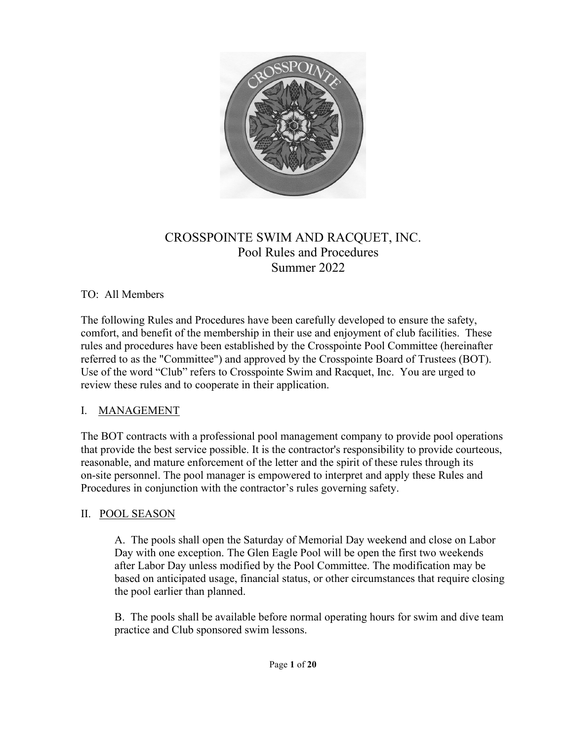# CROSSPOINTE SWIM AND RACQUET, INC.
## Pool Rules and Procedures
## Summer 2022

TO: All Members

The following Rules and Procedures have been carefully developed to ensure the safety, comfort, and benefit of the membership in their use and enjoyment of club facilities. These rules and procedures have been established by the Crosspointe Pool Committee (hereinafter referred to as the "Committee") and approved by the Crosspointe Board of Trustees (BOT). Use of the word "Club" refers to Crosspointe Swim and Racquet, Inc. You are urged to review these rules and to cooperate in their application.

## I. MANAGEMENT

The BOT contracts with a professional pool management company to provide pool operations that provide the best service possible. It is the contractor's responsibility to provide courteous, reasonable, and mature enforcement of the letter and the spirit of these rules through its on-site personnel. The pool manager is empowered to interpret and apply these Rules and Procedures in conjunction with the contractor's rules governing safety.

## II. POOL SEASON

A. The pools shall open the Saturday of Memorial Day weekend and close on Labor Day with one exception. The Glen Eagle Pool will be open the first two weekends after Labor Day unless modified by the Pool Committee. The modification may be based on anticipated usage, financial status, or other circumstances that require closing the pool earlier than planned.

B. The pools shall be available before normal operating hours for swim and dive team practice and Club sponsored swim lessons.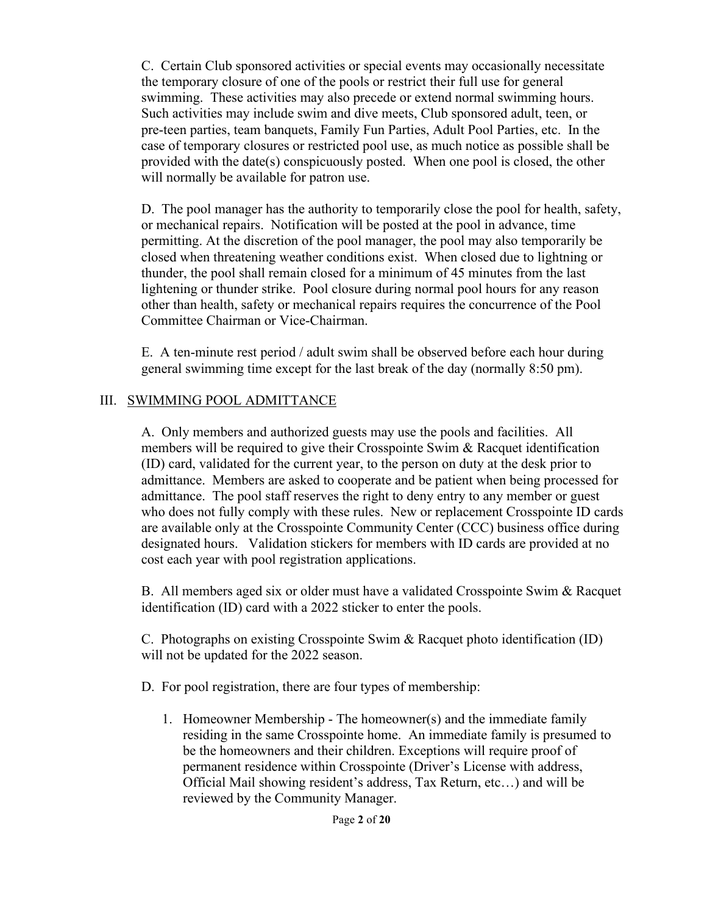C. Certain Club sponsored activities or special events may occasionally necessitate the temporary closure of one of the pools or restrict their full use for general swimming. These activities may also precede or extend normal swimming hours. Such activities may include swim and dive meets, Club sponsored adult, teen, or pre-teen parties, team banquets, Family Fun Parties, Adult Pool Parties, etc. In the case of temporary closures or restricted pool use, as much notice as possible shall be provided with the date(s) conspicuously posted. When one pool is closed, the other will normally be available for patron use.

D. The pool manager has the authority to temporarily close the pool for health, safety, or mechanical repairs. Notification will be posted at the pool in advance, time permitting. At the discretion of the pool manager, the pool may also temporarily be closed when threatening weather conditions exist. When closed due to lightning or thunder, the pool shall remain closed for a minimum of 45 minutes from the last lightening or thunder strike. Pool closure during normal pool hours for any reason other than health, safety or mechanical repairs requires the concurrence of the Pool Committee Chairman or Vice-Chairman.

E. A ten-minute rest period / adult swim shall be observed before each hour during general swimming time except for the last break of the day (normally 8:50 pm).

## III. SWIMMING POOL ADMITTANCE

A. Only members and authorized guests may use the pools and facilities. All members will be required to give their Crosspointe Swim & Racquet identification (ID) card, validated for the current year, to the person on duty at the desk prior to admittance. Members are asked to cooperate and be patient when being processed for admittance. The pool staff reserves the right to deny entry to any member or guest who does not fully comply with these rules. New or replacement Crosspointe ID cards are available only at the Crosspointe Community Center (CCC) business office during designated hours. Validation stickers for members with ID cards are provided at no cost each year with pool registration applications.

B. All members aged six or older must have a validated Crosspointe Swim & Racquet identification (ID) card with a 2022 sticker to enter the pools.

C. Photographs on existing Crosspointe Swim & Racquet photo identification (ID) will not be updated for the 2022 season.

D. For pool registration, there are four types of membership:

1. Homeowner Membership - The homeowner(s) and the immediate family residing in the same Crosspointe home. An immediate family is presumed to be the homeowners and their children. Exceptions will require proof of permanent residence within Crosspointe (Driver's License with address, Official Mail showing resident's address, Tax Return, etc…) and will be reviewed by the Community Manager.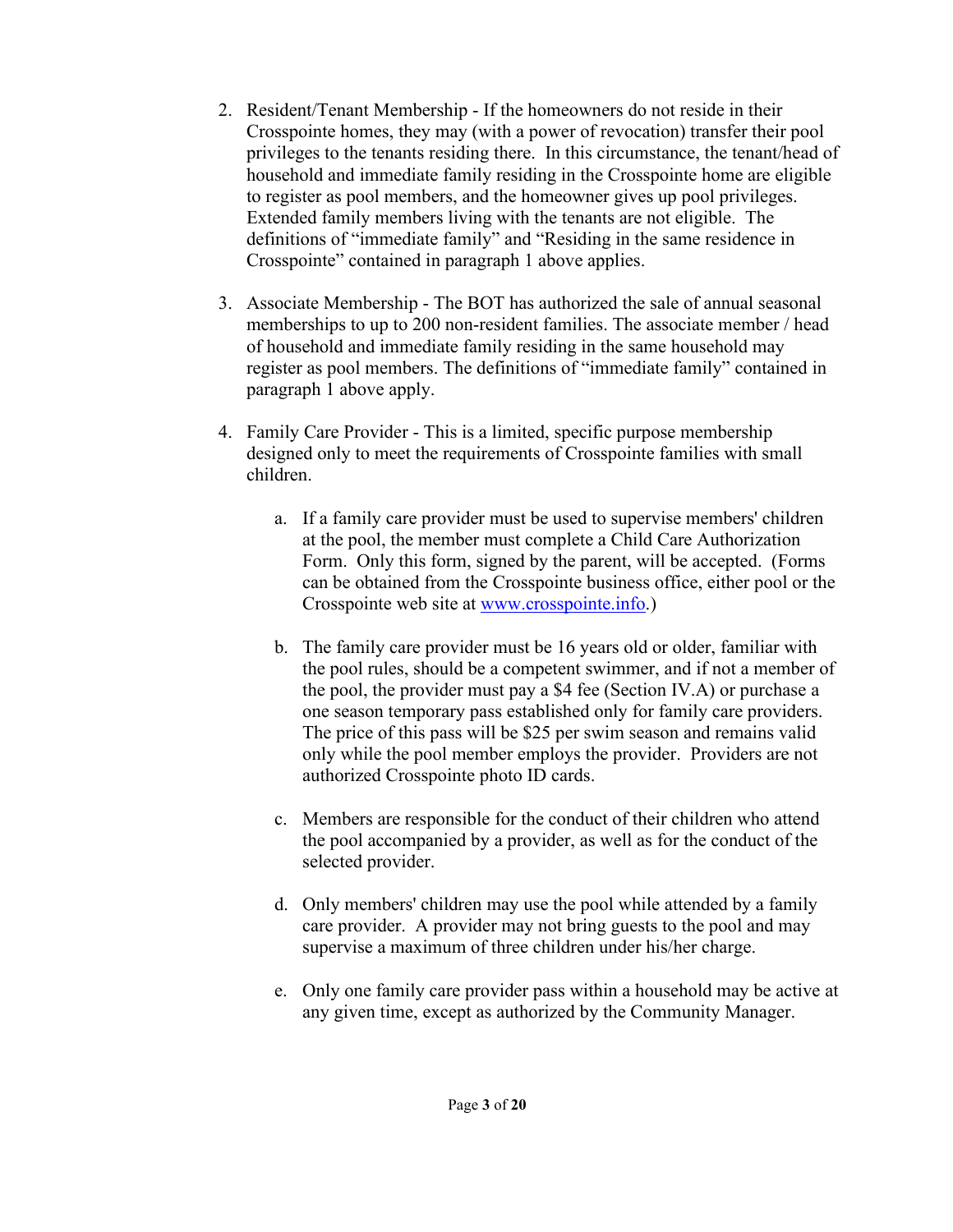2. Resident/Tenant Membership - If the homeowners do not reside in their Crosspointe homes, they may (with a power of revocation) transfer their pool privileges to the tenants residing there. In this circumstance, the tenant/head of household and immediate family residing in the Crosspointe home are eligible to register as pool members, and the homeowner gives up pool privileges. Extended family members living with the tenants are not eligible. The definitions of "immediate family" and "Residing in the same residence in Crosspointe" contained in paragraph 1 above applies.

3. Associate Membership - The BOT has authorized the sale of annual seasonal memberships to up to 200 non-resident families. The associate member / head of household and immediate family residing in the same household may register as pool members. The definitions of "immediate family" contained in paragraph 1 above apply.

4. Family Care Provider - This is a limited, specific purpose membership designed only to meet the requirements of Crosspointe families with small children.

    a. If a family care provider must be used to supervise members' children at the pool, the member must complete a Child Care Authorization Form. Only this form, signed by the parent, will be accepted. (Forms can be obtained from the Crosspointe business office, either pool or the Crosspointe web site at [www.crosspointe.info](www.crosspointe.info).)

    b. The family care provider must be 16 years old or older, familiar with the pool rules, should be a competent swimmer, and if not a member of the pool, the provider must pay a $4 fee (Section IV.A) or purchase a one season temporary pass established only for family care providers. The price of this pass will be $25 per swim season and remains valid only while the pool member employs the provider. Providers are not authorized Crosspointe photo ID cards.

    c. Members are responsible for the conduct of their children who attend the pool accompanied by a provider, as well as for the conduct of the selected provider.

    d. Only members' children may use the pool while attended by a family care provider. A provider may not bring guests to the pool and may supervise a maximum of three children under his/her charge.

    e. Only one family care provider pass within a household may be active at any given time, except as authorized by the Community Manager.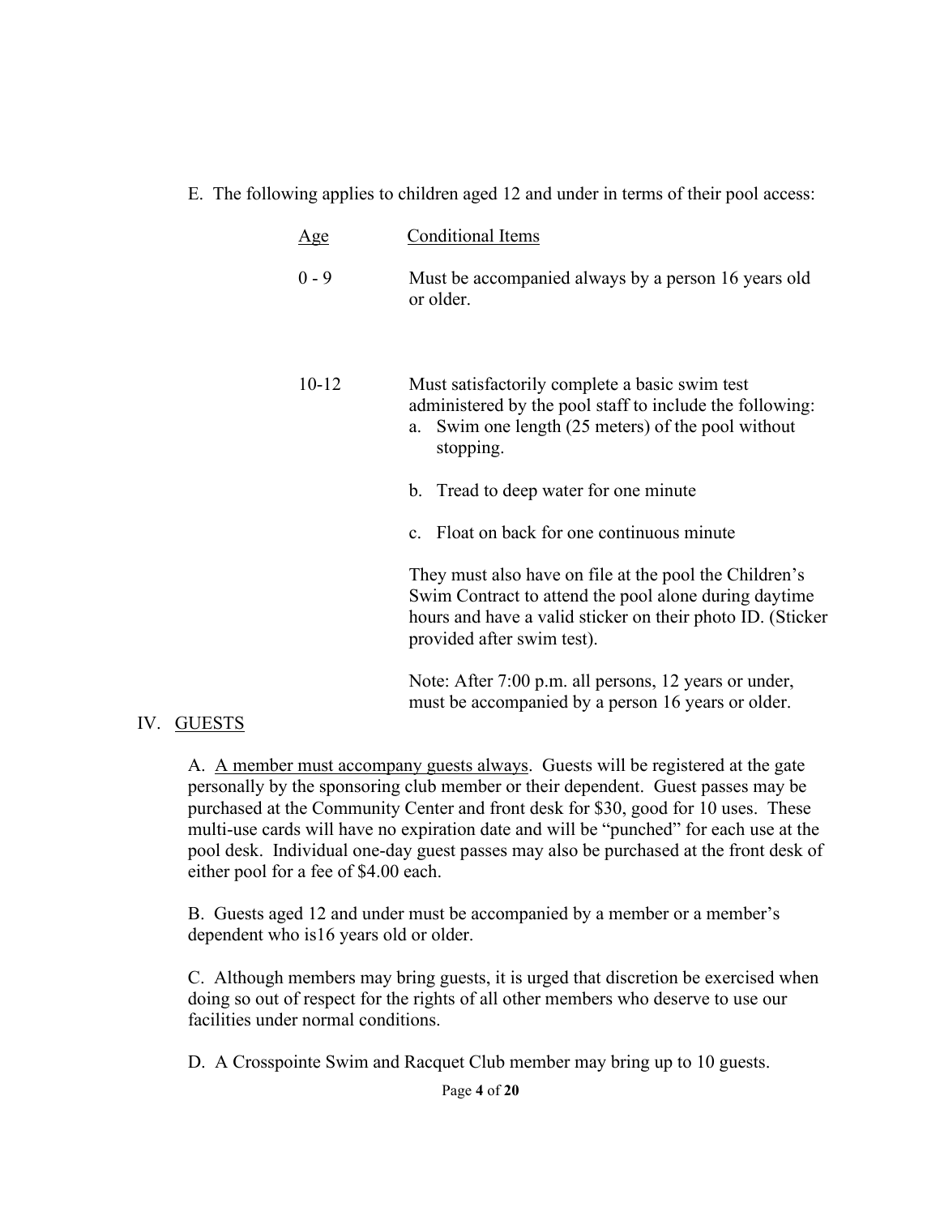E. The following applies to children aged 12 and under in terms of their pool access:

| Age | Conditional Items |
| --- | --- |
| 0 - 9 | Must be accompanied always by a person 16 years old or older. |
| 10-12 | Must satisfactorily complete a basic swim test administered by the pool staff to include the following:<br>a. Swim one length (25 meters) of the pool without stopping.<br>b. Tread to deep water for one minute<br>c. Float on back for one continuous minute<br><br>They must also have on file at the pool the Children's Swim Contract to attend the pool alone during daytime hours and have a valid sticker on their photo ID. (Sticker provided after swim test).<br><br>Note: After 7:00 p.m. all persons, 12 years or under, must be accompanied by a person 16 years or older. |

## IV. GUESTS

A. A member must accompany guests always. Guests will be registered at the gate personally by the sponsoring club member or their dependent. Guest passes may be purchased at the Community Center and front desk for $30, good for 10 uses. These multi-use cards will have no expiration date and will be "punched" for each use at the pool desk. Individual one-day guest passes may also be purchased at the front desk of either pool for a fee of $4.00 each.

B. Guests aged 12 and under must be accompanied by a member or a member's dependent who is16 years old or older.

C. Although members may bring guests, it is urged that discretion be exercised when doing so out of respect for the rights of all other members who deserve to use our facilities under normal conditions.

D. A Crosspointe Swim and Racquet Club member may bring up to 10 guests.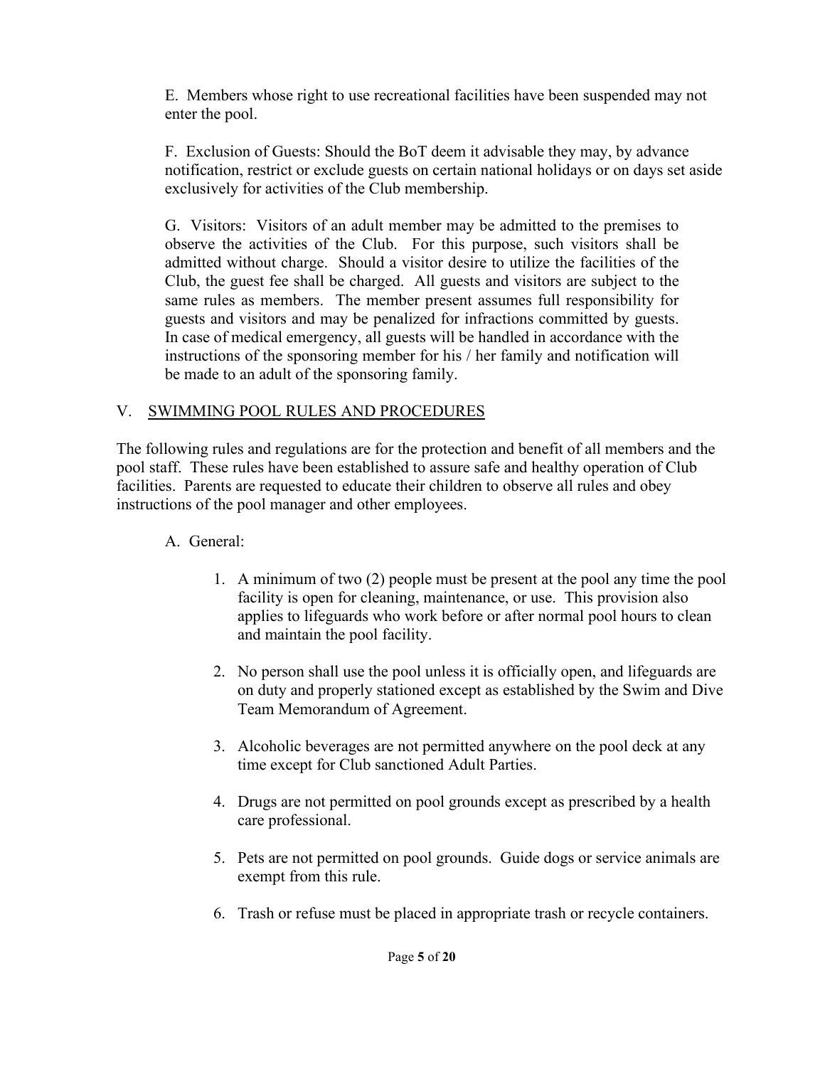E. Members whose right to use recreational facilities have been suspended may not enter the pool.

F. Exclusion of Guests: Should the BoT deem it advisable they may, by advance notification, restrict or exclude guests on certain national holidays or on days set aside exclusively for activities of the Club membership.

G. Visitors: Visitors of an adult member may be admitted to the premises to observe the activities of the Club. For this purpose, such visitors shall be admitted without charge. Should a visitor desire to utilize the facilities of the Club, the guest fee shall be charged. All guests and visitors are subject to the same rules as members. The member present assumes full responsibility for guests and visitors and may be penalized for infractions committed by guests. In case of medical emergency, all guests will be handled in accordance with the instructions of the sponsoring member for his / her family and notification will be made to an adult of the sponsoring family.

## V. SWIMMING POOL RULES AND PROCEDURES

The following rules and regulations are for the protection and benefit of all members and the pool staff. These rules have been established to assure safe and healthy operation of Club facilities. Parents are requested to educate their children to observe all rules and obey instructions of the pool manager and other employees.

A. General:

1. A minimum of two (2) people must be present at the pool any time the pool facility is open for cleaning, maintenance, or use. This provision also applies to lifeguards who work before or after normal pool hours to clean and maintain the pool facility.

2. No person shall use the pool unless it is officially open, and lifeguards are on duty and properly stationed except as established by the Swim and Dive Team Memorandum of Agreement.

3. Alcoholic beverages are not permitted anywhere on the pool deck at any time except for Club sanctioned Adult Parties.

4. Drugs are not permitted on pool grounds except as prescribed by a health care professional.

5. Pets are not permitted on pool grounds. Guide dogs or service animals are exempt from this rule.

6. Trash or refuse must be placed in appropriate trash or recycle containers.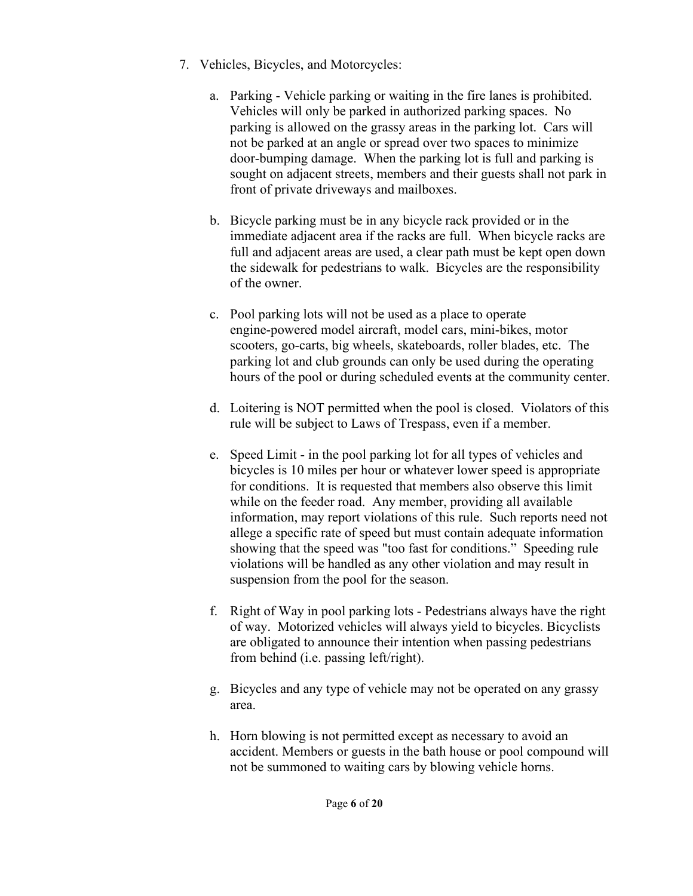7. Vehicles, Bicycles, and Motorcycles:

    a. Parking - Vehicle parking or waiting in the fire lanes is prohibited. Vehicles will only be parked in authorized parking spaces. No parking is allowed on the grassy areas in the parking lot. Cars will not be parked at an angle or spread over two spaces to minimize door-bumping damage. When the parking lot is full and parking is sought on adjacent streets, members and their guests shall not park in front of private driveways and mailboxes.

    b. Bicycle parking must be in any bicycle rack provided or in the immediate adjacent area if the racks are full. When bicycle racks are full and adjacent areas are used, a clear path must be kept open down the sidewalk for pedestrians to walk. Bicycles are the responsibility of the owner.

    c. Pool parking lots will not be used as a place to operate engine-powered model aircraft, model cars, mini-bikes, motor scooters, go-carts, big wheels, skateboards, roller blades, etc. The parking lot and club grounds can only be used during the operating hours of the pool or during scheduled events at the community center.

    d. Loitering is NOT permitted when the pool is closed. Violators of this rule will be subject to Laws of Trespass, even if a member.

    e. Speed Limit - in the pool parking lot for all types of vehicles and bicycles is 10 miles per hour or whatever lower speed is appropriate for conditions. It is requested that members also observe this limit while on the feeder road. Any member, providing all available information, may report violations of this rule. Such reports need not allege a specific rate of speed but must contain adequate information showing that the speed was "too fast for conditions." Speeding rule violations will be handled as any other violation and may result in suspension from the pool for the season.

    f. Right of Way in pool parking lots - Pedestrians always have the right of way. Motorized vehicles will always yield to bicycles. Bicyclists are obligated to announce their intention when passing pedestrians from behind (i.e. passing left/right).

    g. Bicycles and any type of vehicle may not be operated on any grassy area.

    h. Horn blowing is not permitted except as necessary to avoid an accident. Members or guests in the bath house or pool compound will not be summoned to waiting cars by blowing vehicle horns.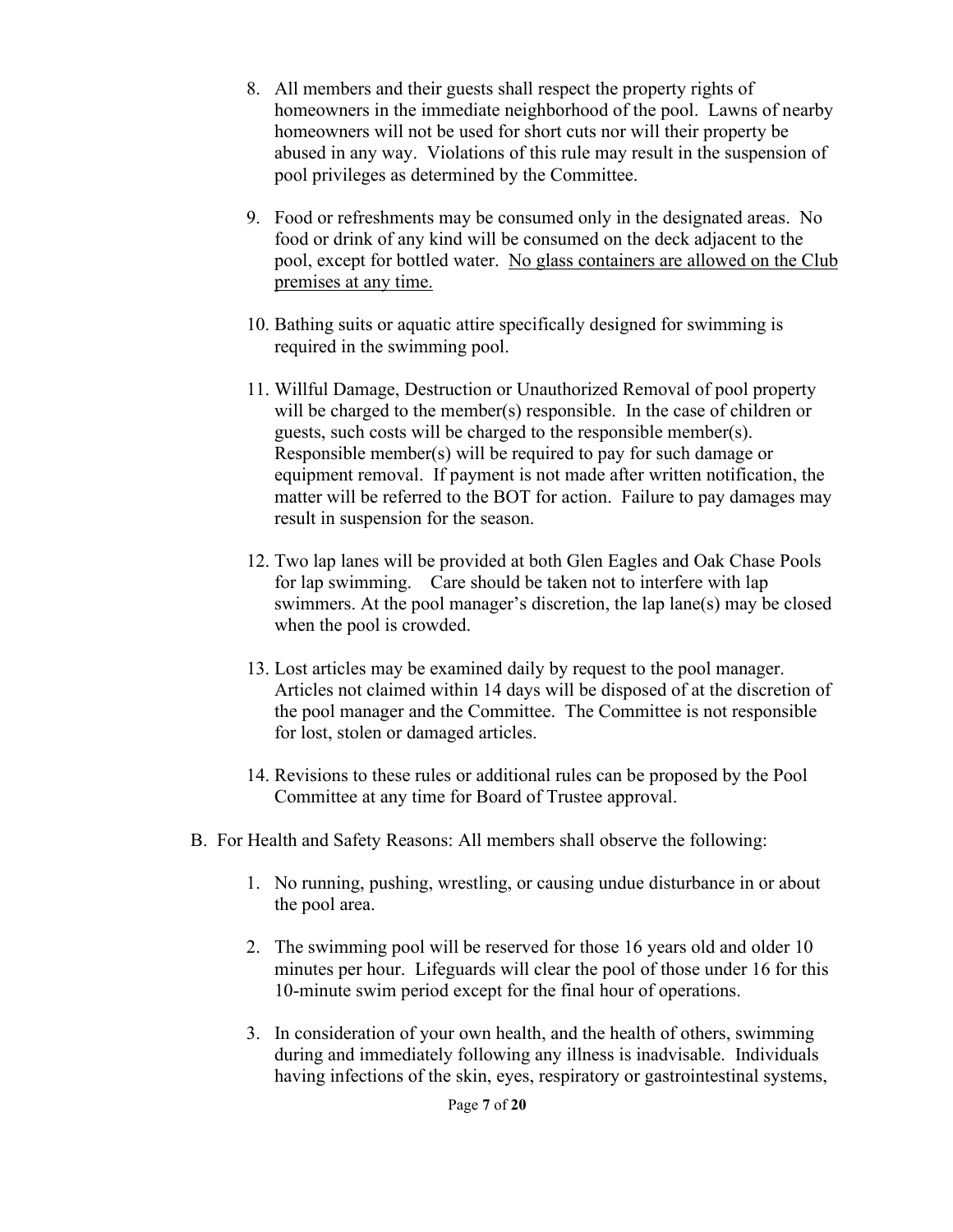8. All members and their guests shall respect the property rights of homeowners in the immediate neighborhood of the pool. Lawns of nearby homeowners will not be used for short cuts nor will their property be abused in any way. Violations of this rule may result in the suspension of pool privileges as determined by the Committee.

9. Food or refreshments may be consumed only in the designated areas. No food or drink of any kind will be consumed on the deck adjacent to the pool, except for bottled water. <u>No glass containers are allowed on the Club premises at any time.</u>

10. Bathing suits or aquatic attire specifically designed for swimming is required in the swimming pool.

11. Willful Damage, Destruction or Unauthorized Removal of pool property will be charged to the member(s) responsible. In the case of children or guests, such costs will be charged to the responsible member(s). Responsible member(s) will be required to pay for such damage or equipment removal. If payment is not made after written notification, the matter will be referred to the BOT for action. Failure to pay damages may result in suspension for the season.

12. Two lap lanes will be provided at both Glen Eagles and Oak Chase Pools for lap swimming. Care should be taken not to interfere with lap swimmers. At the pool manager's discretion, the lap lane(s) may be closed when the pool is crowded.

13. Lost articles may be examined daily by request to the pool manager. Articles not claimed within 14 days will be disposed of at the discretion of the pool manager and the Committee. The Committee is not responsible for lost, stolen or damaged articles.

14. Revisions to these rules or additional rules can be proposed by the Pool Committee at any time for Board of Trustee approval.

B. For Health and Safety Reasons: All members shall observe the following:

1. No running, pushing, wrestling, or causing undue disturbance in or about the pool area.

2. The swimming pool will be reserved for those 16 years old and older 10 minutes per hour. Lifeguards will clear the pool of those under 16 for this 10-minute swim period except for the final hour of operations.

3. In consideration of your own health, and the health of others, swimming during and immediately following any illness is inadvisable. Individuals having infections of the skin, eyes, respiratory or gastrointestinal systems,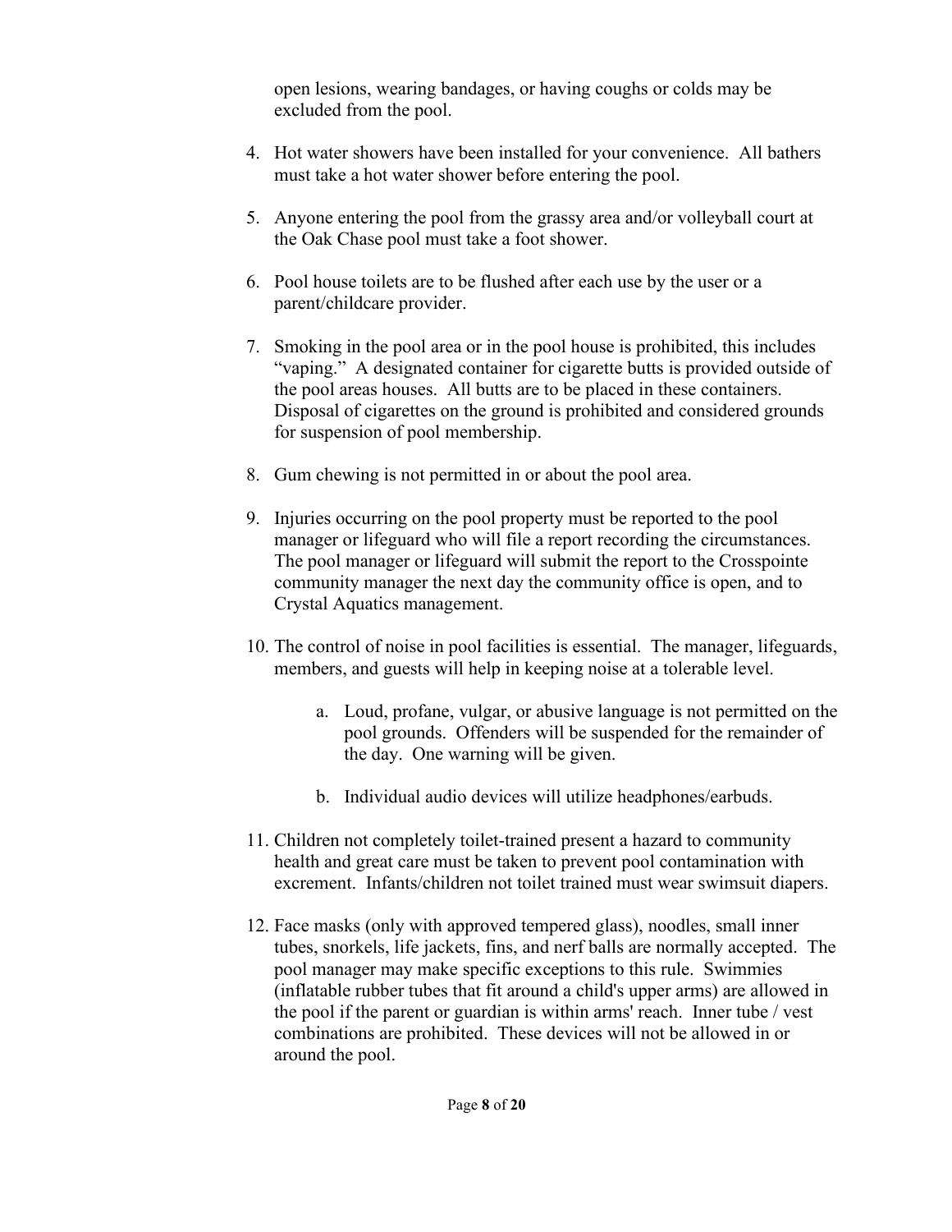open lesions, wearing bandages, or having coughs or colds may be excluded from the pool.

4. Hot water showers have been installed for your convenience. All bathers must take a hot water shower before entering the pool.

5. Anyone entering the pool from the grassy area and/or volleyball court at the Oak Chase pool must take a foot shower.

6. Pool house toilets are to be flushed after each use by the user or a parent/childcare provider.

7. Smoking in the pool area or in the pool house is prohibited, this includes "vaping." A designated container for cigarette butts is provided outside of the pool areas houses. All butts are to be placed in these containers. Disposal of cigarettes on the ground is prohibited and considered grounds for suspension of pool membership.

8. Gum chewing is not permitted in or about the pool area.

9. Injuries occurring on the pool property must be reported to the pool manager or lifeguard who will file a report recording the circumstances. The pool manager or lifeguard will submit the report to the Crosspointe community manager the next day the community office is open, and to Crystal Aquatics management.

10. The control of noise in pool facilities is essential. The manager, lifeguards, members, and guests will help in keeping noise at a tolerable level.

    a. Loud, profane, vulgar, or abusive language is not permitted on the pool grounds. Offenders will be suspended for the remainder of the day. One warning will be given.

    b. Individual audio devices will utilize headphones/earbuds.

11. Children not completely toilet-trained present a hazard to community health and great care must be taken to prevent pool contamination with excrement. Infants/children not toilet trained must wear swimsuit diapers.

12. Face masks (only with approved tempered glass), noodles, small inner tubes, snorkels, life jackets, fins, and nerf balls are normally accepted. The pool manager may make specific exceptions to this rule. Swimmies (inflatable rubber tubes that fit around a child's upper arms) are allowed in the pool if the parent or guardian is within arms' reach. Inner tube / vest combinations are prohibited. These devices will not be allowed in or around the pool.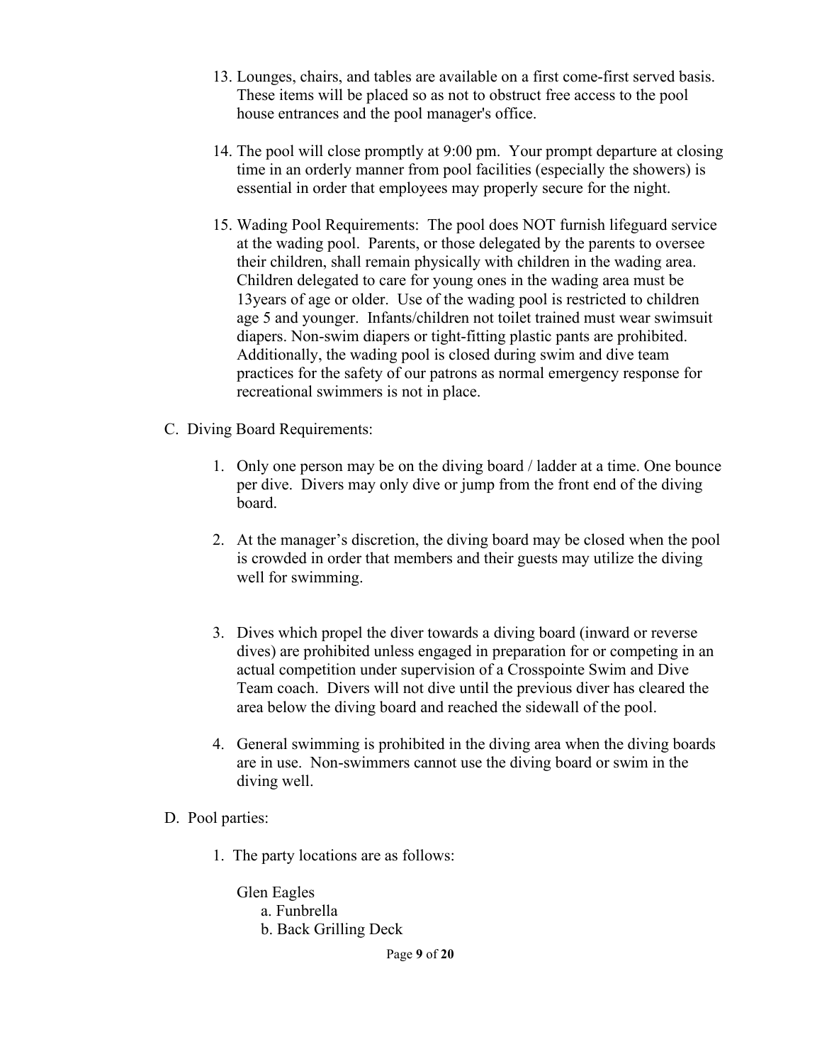13. Lounges, chairs, and tables are available on a first come-first served basis. These items will be placed so as not to obstruct free access to the pool house entrances and the pool manager's office.

14. The pool will close promptly at 9:00 pm. Your prompt departure at closing time in an orderly manner from pool facilities (especially the showers) is essential in order that employees may properly secure for the night.

15. Wading Pool Requirements: The pool does NOT furnish lifeguard service at the wading pool. Parents, or those delegated by the parents to oversee their children, shall remain physically with children in the wading area. Children delegated to care for young ones in the wading area must be 13years of age or older. Use of the wading pool is restricted to children age 5 and younger. Infants/children not toilet trained must wear swimsuit diapers. Non-swim diapers or tight-fitting plastic pants are prohibited. Additionally, the wading pool is closed during swim and dive team practices for the safety of our patrons as normal emergency response for recreational swimmers is not in place.

C. Diving Board Requirements:

1. Only one person may be on the diving board / ladder at a time. One bounce per dive. Divers may only dive or jump from the front end of the diving board.

2. At the manager's discretion, the diving board may be closed when the pool is crowded in order that members and their guests may utilize the diving well for swimming.

3. Dives which propel the diver towards a diving board (inward or reverse dives) are prohibited unless engaged in preparation for or competing in an actual competition under supervision of a Crosspointe Swim and Dive Team coach. Divers will not dive until the previous diver has cleared the area below the diving board and reached the sidewall of the pool.

4. General swimming is prohibited in the diving area when the diving boards are in use. Non-swimmers cannot use the diving board or swim in the diving well.

D. Pool parties:

1. The party locations are as follows:

   Glen Eagles
   
   a. Funbrella
   
   b. Back Grilling Deck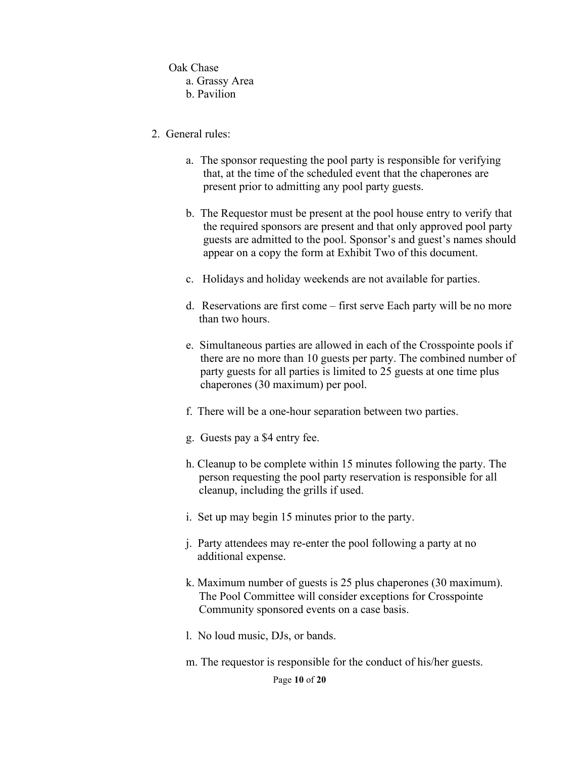Oak Chase

a. Grassy Area
b. Pavilion

2. General rules:

   a. The sponsor requesting the pool party is responsible for verifying that, at the time of the scheduled event that the chaperones are present prior to admitting any pool party guests.

   b. The Requestor must be present at the pool house entry to verify that the required sponsors are present and that only approved pool party guests are admitted to the pool. Sponsor's and guest's names should appear on a copy the form at Exhibit Two of this document.

   c. Holidays and holiday weekends are not available for parties.

   d. Reservations are first come – first serve Each party will be no more than two hours.

   e. Simultaneous parties are allowed in each of the Crosspointe pools if there are no more than 10 guests per party. The combined number of party guests for all parties is limited to 25 guests at one time plus chaperones (30 maximum) per pool.

   f. There will be a one-hour separation between two parties.

   g. Guests pay a $4 entry fee.

   h. Cleanup to be complete within 15 minutes following the party. The person requesting the pool party reservation is responsible for all cleanup, including the grills if used.

   i. Set up may begin 15 minutes prior to the party.

   j. Party attendees may re-enter the pool following a party at no additional expense.

   k. Maximum number of guests is 25 plus chaperones (30 maximum). The Pool Committee will consider exceptions for Crosspointe Community sponsored events on a case basis.

   l. No loud music, DJs, or bands.

   m. The requestor is responsible for the conduct of his/her guests.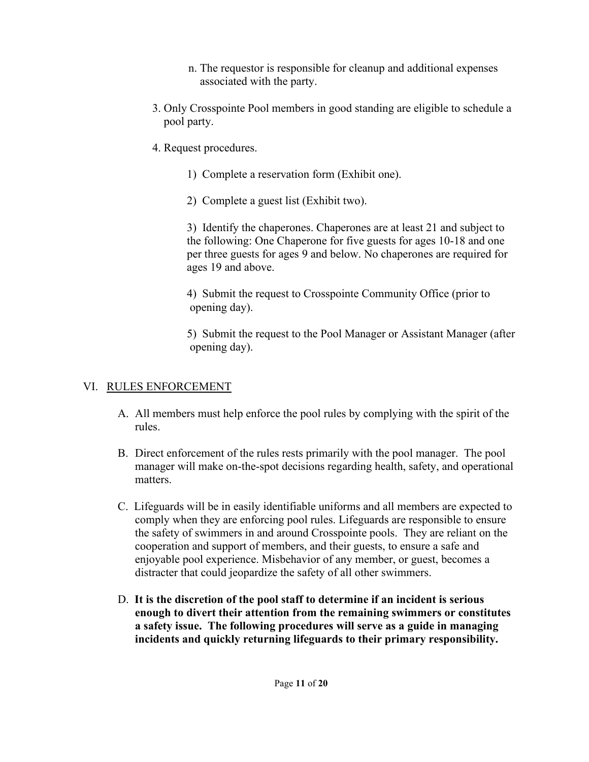n. The requestor is responsible for cleanup and additional expenses associated with the party.

3. Only Crosspointe Pool members in good standing are eligible to schedule a pool party.

4. Request procedures.

    1) Complete a reservation form (Exhibit one).

    2) Complete a guest list (Exhibit two).

    3) Identify the chaperones. Chaperones are at least 21 and subject to the following: One Chaperone for five guests for ages 10-18 and one per three guests for ages 9 and below. No chaperones are required for ages 19 and above.

    4) Submit the request to Crosspointe Community Office (prior to opening day).

    5) Submit the request to the Pool Manager or Assistant Manager (after opening day).

## VI. RULES ENFORCEMENT

A. All members must help enforce the pool rules by complying with the spirit of the rules.

B. Direct enforcement of the rules rests primarily with the pool manager. The pool manager will make on-the-spot decisions regarding health, safety, and operational matters.

C. Lifeguards will be in easily identifiable uniforms and all members are expected to comply when they are enforcing pool rules. Lifeguards are responsible to ensure the safety of swimmers in and around Crosspointe pools. They are reliant on the cooperation and support of members, and their guests, to ensure a safe and enjoyable pool experience. Misbehavior of any member, or guest, becomes a distracter that could jeopardize the safety of all other swimmers.

D. **It is the discretion of the pool staff to determine if an incident is serious enough to divert their attention from the remaining swimmers or constitutes a safety issue. The following procedures will serve as a guide in managing incidents and quickly returning lifeguards to their primary responsibility.**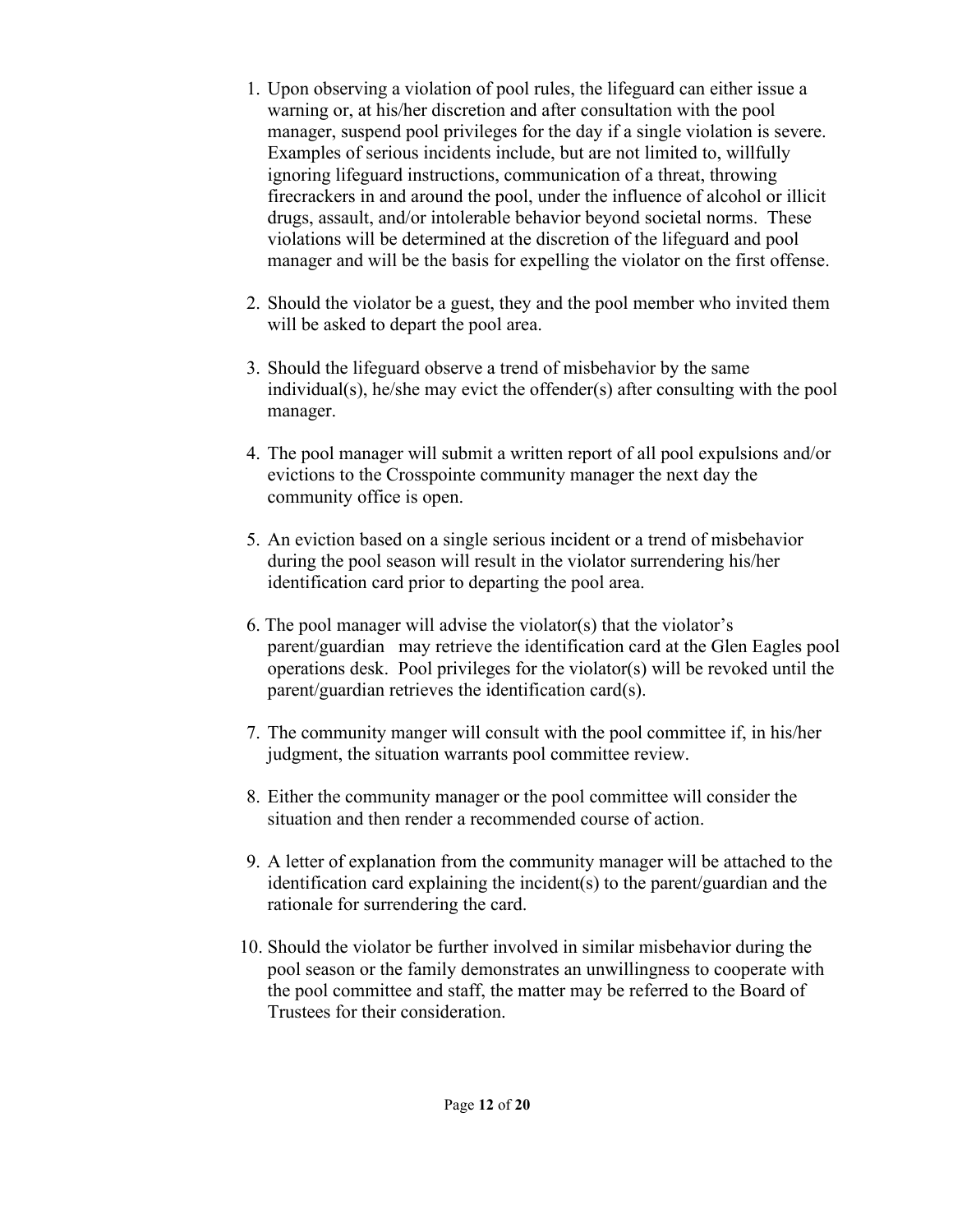1. Upon observing a violation of pool rules, the lifeguard can either issue a warning or, at his/her discretion and after consultation with the pool manager, suspend pool privileges for the day if a single violation is severe. Examples of serious incidents include, but are not limited to, willfully ignoring lifeguard instructions, communication of a threat, throwing firecrackers in and around the pool, under the influence of alcohol or illicit drugs, assault, and/or intolerable behavior beyond societal norms. These violations will be determined at the discretion of the lifeguard and pool manager and will be the basis for expelling the violator on the first offense.

2. Should the violator be a guest, they and the pool member who invited them will be asked to depart the pool area.

3. Should the lifeguard observe a trend of misbehavior by the same individual(s), he/she may evict the offender(s) after consulting with the pool manager.

4. The pool manager will submit a written report of all pool expulsions and/or evictions to the Crosspointe community manager the next day the community office is open.

5. An eviction based on a single serious incident or a trend of misbehavior during the pool season will result in the violator surrendering his/her identification card prior to departing the pool area.

6. The pool manager will advise the violator(s) that the violator's parent/guardian may retrieve the identification card at the Glen Eagles pool operations desk. Pool privileges for the violator(s) will be revoked until the parent/guardian retrieves the identification card(s).

7. The community manger will consult with the pool committee if, in his/her judgment, the situation warrants pool committee review.

8. Either the community manager or the pool committee will consider the situation and then render a recommended course of action.

9. A letter of explanation from the community manager will be attached to the identification card explaining the incident(s) to the parent/guardian and the rationale for surrendering the card.

10. Should the violator be further involved in similar misbehavior during the pool season or the family demonstrates an unwillingness to cooperate with the pool committee and staff, the matter may be referred to the Board of Trustees for their consideration.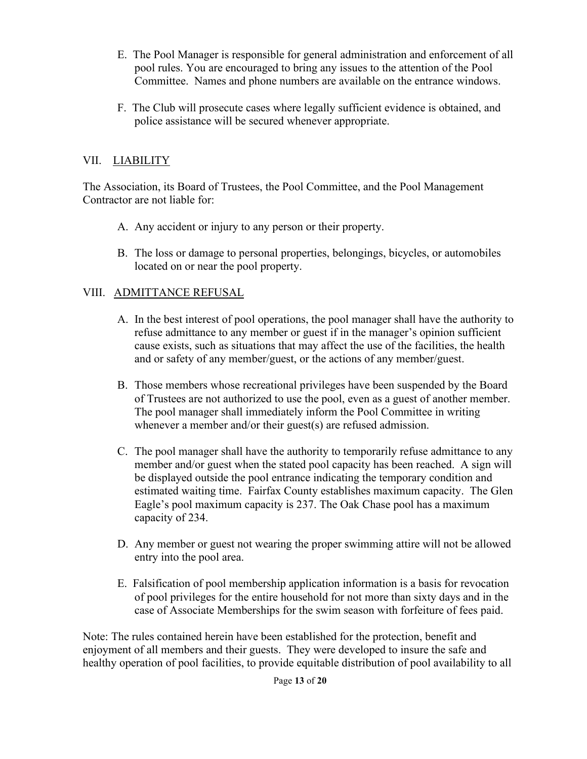E. The Pool Manager is responsible for general administration and enforcement of all pool rules. You are encouraged to bring any issues to the attention of the Pool Committee. Names and phone numbers are available on the entrance windows.

F. The Club will prosecute cases where legally sufficient evidence is obtained, and police assistance will be secured whenever appropriate.

## VII. <u>LIABILITY</u>

The Association, its Board of Trustees, the Pool Committee, and the Pool Management Contractor are not liable for:

A. Any accident or injury to any person or their property.

B. The loss or damage to personal properties, belongings, bicycles, or automobiles located on or near the pool property.

## VIII. <u>ADMITTANCE REFUSAL</u>

A. In the best interest of pool operations, the pool manager shall have the authority to refuse admittance to any member or guest if in the manager's opinion sufficient cause exists, such as situations that may affect the use of the facilities, the health and or safety of any member/guest, or the actions of any member/guest.

B. Those members whose recreational privileges have been suspended by the Board of Trustees are not authorized to use the pool, even as a guest of another member. The pool manager shall immediately inform the Pool Committee in writing whenever a member and/or their guest(s) are refused admission.

C. The pool manager shall have the authority to temporarily refuse admittance to any member and/or guest when the stated pool capacity has been reached. A sign will be displayed outside the pool entrance indicating the temporary condition and estimated waiting time. Fairfax County establishes maximum capacity. The Glen Eagle's pool maximum capacity is 237. The Oak Chase pool has a maximum capacity of 234.

D. Any member or guest not wearing the proper swimming attire will not be allowed entry into the pool area.

E. Falsification of pool membership application information is a basis for revocation of pool privileges for the entire household for not more than sixty days and in the case of Associate Memberships for the swim season with forfeiture of fees paid.

Note: The rules contained herein have been established for the protection, benefit and enjoyment of all members and their guests. They were developed to insure the safe and healthy operation of pool facilities, to provide equitable distribution of pool availability to all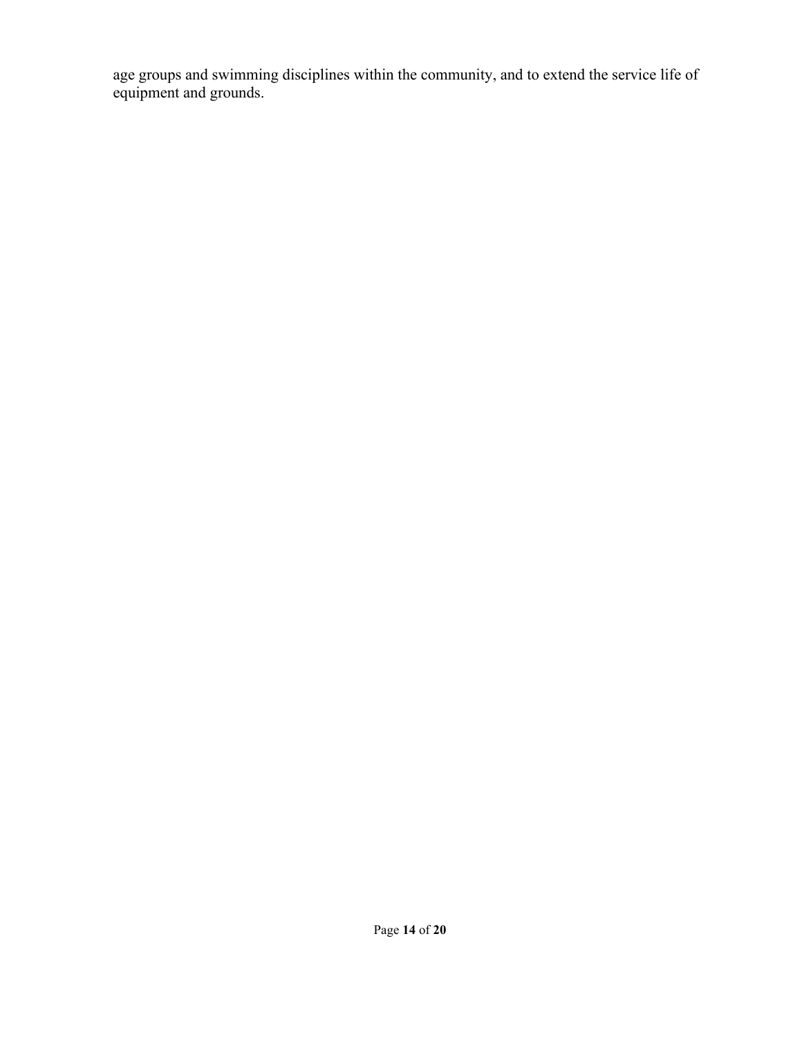age groups and swimming disciplines within the community, and to extend the service life of equipment and grounds.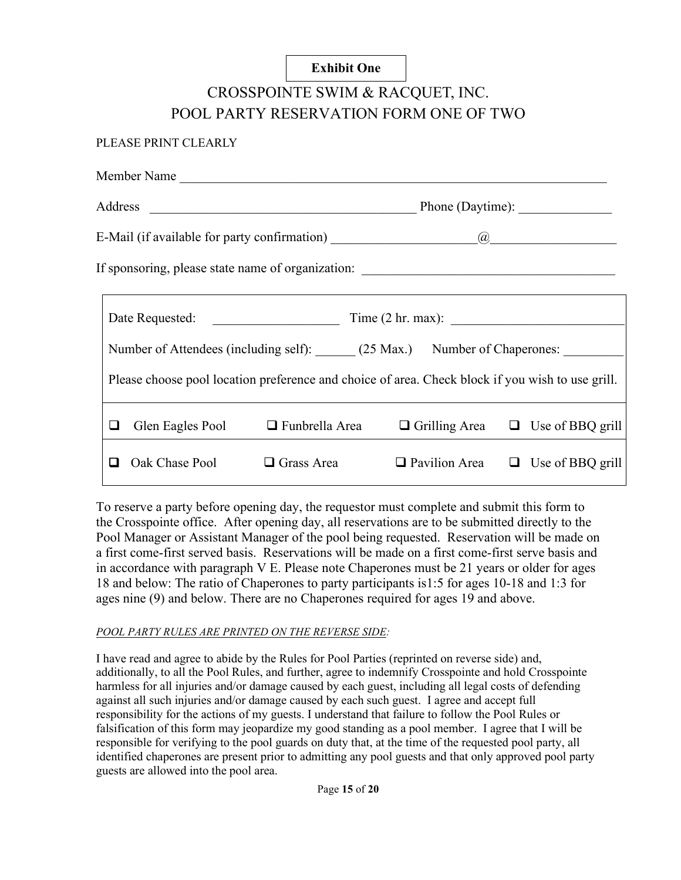**Exhibit One**

# CROSSPOINTE SWIM & RACQUET, INC.
# POOL PARTY RESERVATION FORM ONE OF TWO

PLEASE PRINT CLEARLY

Member Name ____________________________________________________________________

Address ________________________________________ Phone (Daytime): ______________

E-Mail (if available for party confirmation) _____________________@___________________

If sponsoring, please state name of organization: _____________________________________

| Date Requested: ___________________ Time (2 hr. max): _________________________ | | | |
|---|---|---|---|
| Number of Attendees (including self): ______ (25 Max.) Number of Chaperones: _________ | | | |
| Please choose pool location preference and choice of area. Check block if you wish to use grill. | | | |
| ☐ Glen Eagles Pool | ☐ Funbrella Area | ☐ Grilling Area | ☐ Use of BBQ grill |
| ☐ Oak Chase Pool | ☐ Grass Area | ☐ Pavilion Area | ☐ Use of BBQ grill |

To reserve a party before opening day, the requestor must complete and submit this form to the Crosspointe office. After opening day, all reservations are to be submitted directly to the Pool Manager or Assistant Manager of the pool being requested. Reservation will be made on a first come-first served basis. Reservations will be made on a first come-first serve basis and in accordance with paragraph V E. Please note Chaperones must be 21 years or older for ages 18 and below: The ratio of Chaperones to party participants is1:5 for ages 10-18 and 1:3 for ages nine (9) and below. There are no Chaperones required for ages 19 and above.

*POOL PARTY RULES ARE PRINTED ON THE REVERSE SIDE:*

I have read and agree to abide by the Rules for Pool Parties (reprinted on reverse side) and, additionally, to all the Pool Rules, and further, agree to indemnify Crosspointe and hold Crosspointe harmless for all injuries and/or damage caused by each guest, including all legal costs of defending against all such injuries and/or damage caused by each such guest. I agree and accept full responsibility for the actions of my guests. I understand that failure to follow the Pool Rules or falsification of this form may jeopardize my good standing as a pool member. I agree that I will be responsible for verifying to the pool guards on duty that, at the time of the requested pool party, all identified chaperones are present prior to admitting any pool guests and that only approved pool party guests are allowed into the pool area.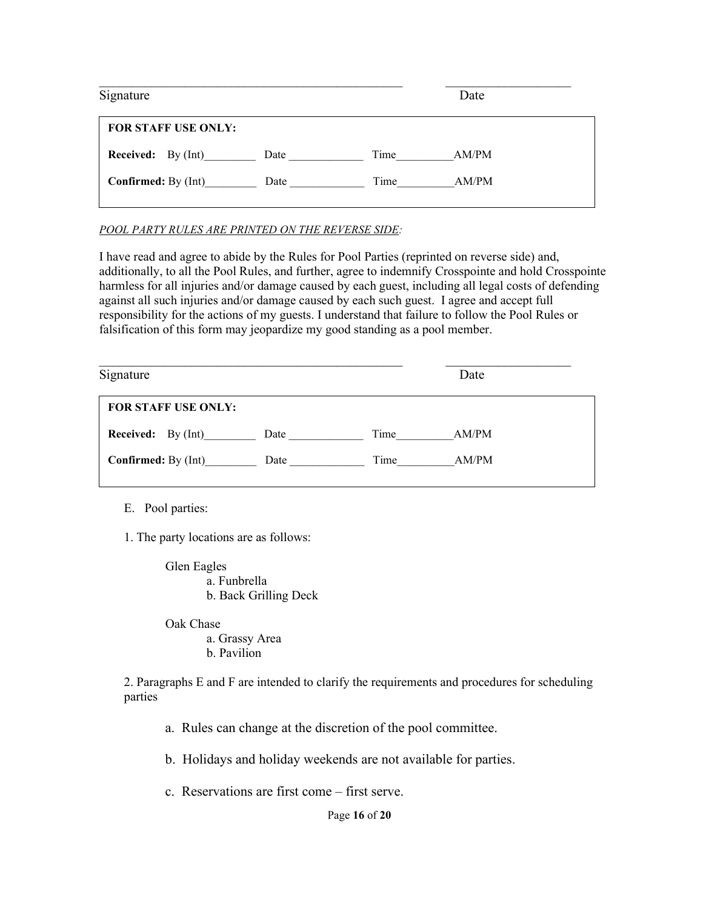\_\_\_\_\_\_\_\_\_\_\_\_\_\_\_\_\_\_\_\_\_\_\_\_\_\_\_\_\_\_\_\_\_\_\_\_\_\_\_\_\_\_\_\_ \_\_\_\_\_\_\_\_\_\_\_\_\_\_\_\_\_\_\_\_

Signature Date

| **FOR STAFF USE ONLY:** | | | |
|---|---|---|---|
| **Received:** By (Int)_________ | Date _____________ | Time__________AM/PM | |
| **Confirmed:** By (Int)_________ | Date _____________ | Time__________AM/PM | |

*POOL PARTY RULES ARE PRINTED ON THE REVERSE SIDE:*

I have read and agree to abide by the Rules for Pool Parties (reprinted on reverse side) and, additionally, to all the Pool Rules, and further, agree to indemnify Crosspointe and hold Crosspointe harmless for all injuries and/or damage caused by each guest, including all legal costs of defending against all such injuries and/or damage caused by each such guest. I agree and accept full responsibility for the actions of my guests. I understand that failure to follow the Pool Rules or falsification of this form may jeopardize my good standing as a pool member.

\_\_\_\_\_\_\_\_\_\_\_\_\_\_\_\_\_\_\_\_\_\_\_\_\_\_\_\_\_\_\_\_\_\_\_\_\_\_\_\_\_\_\_\_ \_\_\_\_\_\_\_\_\_\_\_\_\_\_\_\_\_\_\_\_

Signature Date

| **FOR STAFF USE ONLY:** | | | |
|---|---|---|---|
| **Received:** By (Int)_________ | Date _____________ | Time__________AM/PM | |
| **Confirmed:** By (Int)_________ | Date _____________ | Time__________AM/PM | |

E. Pool parties:

1. The party locations are as follows:

Glen Eagles
- a. Funbrella
- b. Back Grilling Deck

Oak Chase
- a. Grassy Area
- b. Pavilion

2. Paragraphs E and F are intended to clarify the requirements and procedures for scheduling parties

- a. Rules can change at the discretion of the pool committee.
- b. Holidays and holiday weekends are not available for parties.
- c. Reservations are first come – first serve.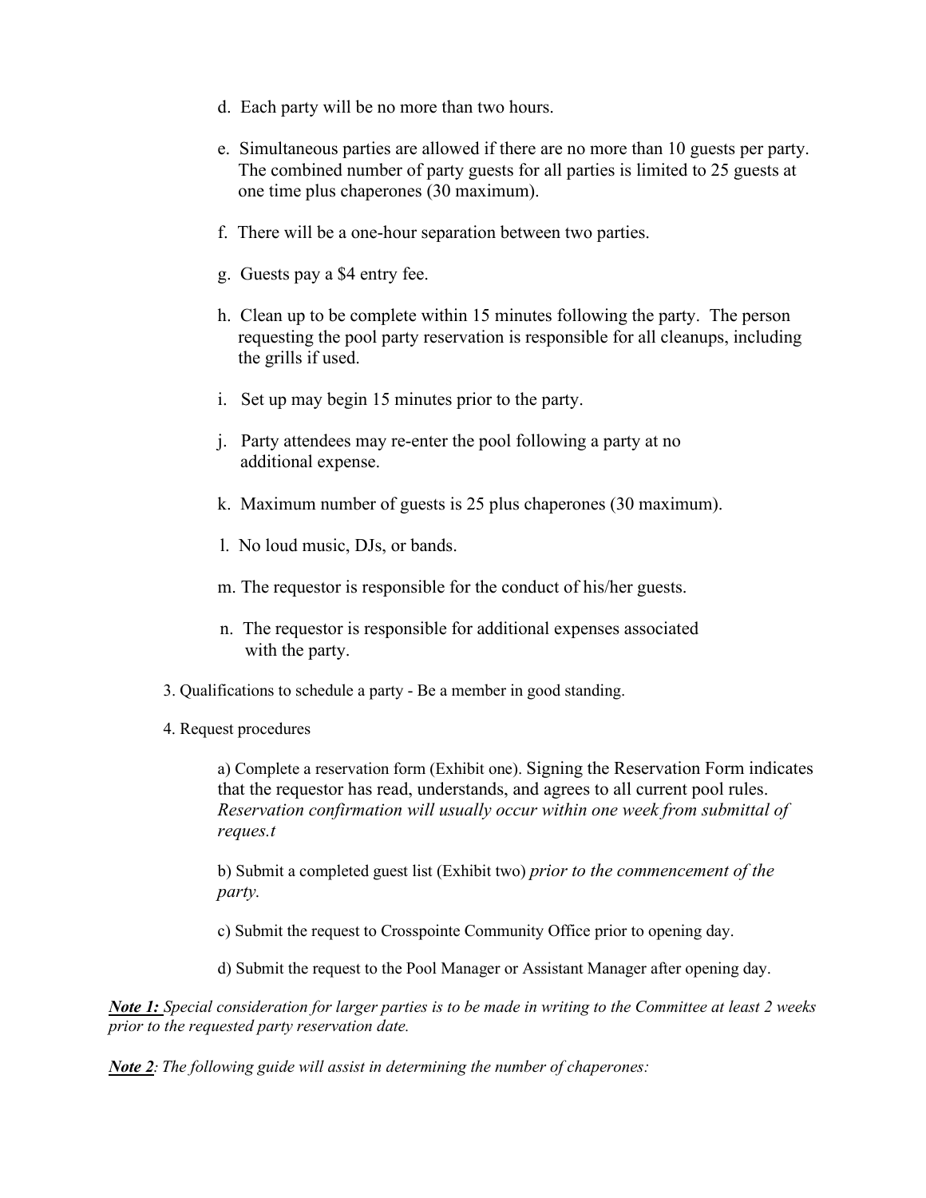d. Each party will be no more than two hours.

e. Simultaneous parties are allowed if there are no more than 10 guests per party. The combined number of party guests for all parties is limited to 25 guests at one time plus chaperones (30 maximum).

f. There will be a one-hour separation between two parties.

g. Guests pay a $4 entry fee.

h. Clean up to be complete within 15 minutes following the party. The person requesting the pool party reservation is responsible for all cleanups, including the grills if used.

i. Set up may begin 15 minutes prior to the party.

j. Party attendees may re-enter the pool following a party at no additional expense.

k. Maximum number of guests is 25 plus chaperones (30 maximum).

l. No loud music, DJs, or bands.

m. The requestor is responsible for the conduct of his/her guests.

n. The requestor is responsible for additional expenses associated with the party.

3. Qualifications to schedule a party - Be a member in good standing.

4. Request procedures

a) Complete a reservation form (Exhibit one). Signing the Reservation Form indicates that the requestor has read, understands, and agrees to all current pool rules. *Reservation confirmation will usually occur within one week from submittal of reques.t*

b) Submit a completed guest list (Exhibit two) *prior to the commencement of the party.*

c) Submit the request to Crosspointe Community Office prior to opening day.

d) Submit the request to the Pool Manager or Assistant Manager after opening day.

***Note 1:*** *Special consideration for larger parties is to be made in writing to the Committee at least 2 weeks prior to the requested party reservation date.*

***Note 2****: The following guide will assist in determining the number of chaperones:*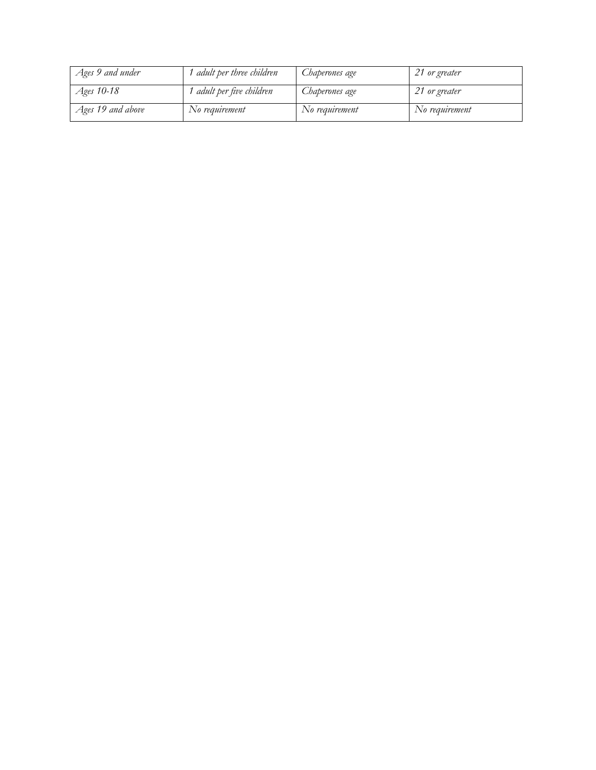| *Ages 9 and under* | *1 adult per three children* | *Chaperones age* | *21 or greater* |
|---|---|---|---|
| *Ages 10-18* | *1 adult per five children* | *Chaperones age* | *21 or greater* |
| *Ages 19 and above* | *No requirement* | *No requirement* | *No requirement* |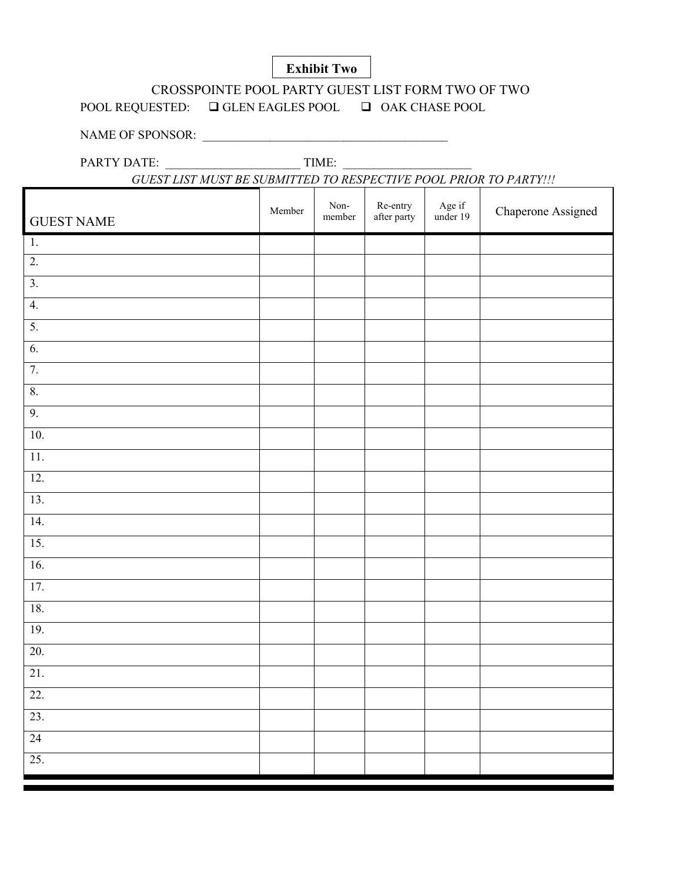**Exhibit Two**

CROSSPOINTE POOL PARTY GUEST LIST FORM TWO OF TWO

POOL REQUESTED: ❑ GLEN EAGLES POOL ❑ OAK CHASE POOL

NAME OF SPONSOR: ___________________________________________

PARTY DATE: ______________________ TIME: ______________________

*GUEST LIST MUST BE SUBMITTED TO RESPECTIVE POOL PRIOR TO PARTY!!!*

| GUEST NAME | Member | Non-member | Re-entry after party | Age if under 19 | Chaperone Assigned |
|---|---|---|---|---|---|
| 1. | | | | | |
| 2. | | | | | |
| 3. | | | | | |
| 4. | | | | | |
| 5. | | | | | |
| 6. | | | | | |
| 7. | | | | | |
| 8. | | | | | |
| 9. | | | | | |
| 10. | | | | | |
| 11. | | | | | |
| 12. | | | | | |
| 13. | | | | | |
| 14. | | | | | |
| 15. | | | | | |
| 16. | | | | | |
| 17. | | | | | |
| 18. | | | | | |
| 19. | | | | | |
| 20. | | | | | |
| 21. | | | | | |
| 22. | | | | | |
| 23. | | | | | |
| 24 | | | | | |
| 25. | | | | | |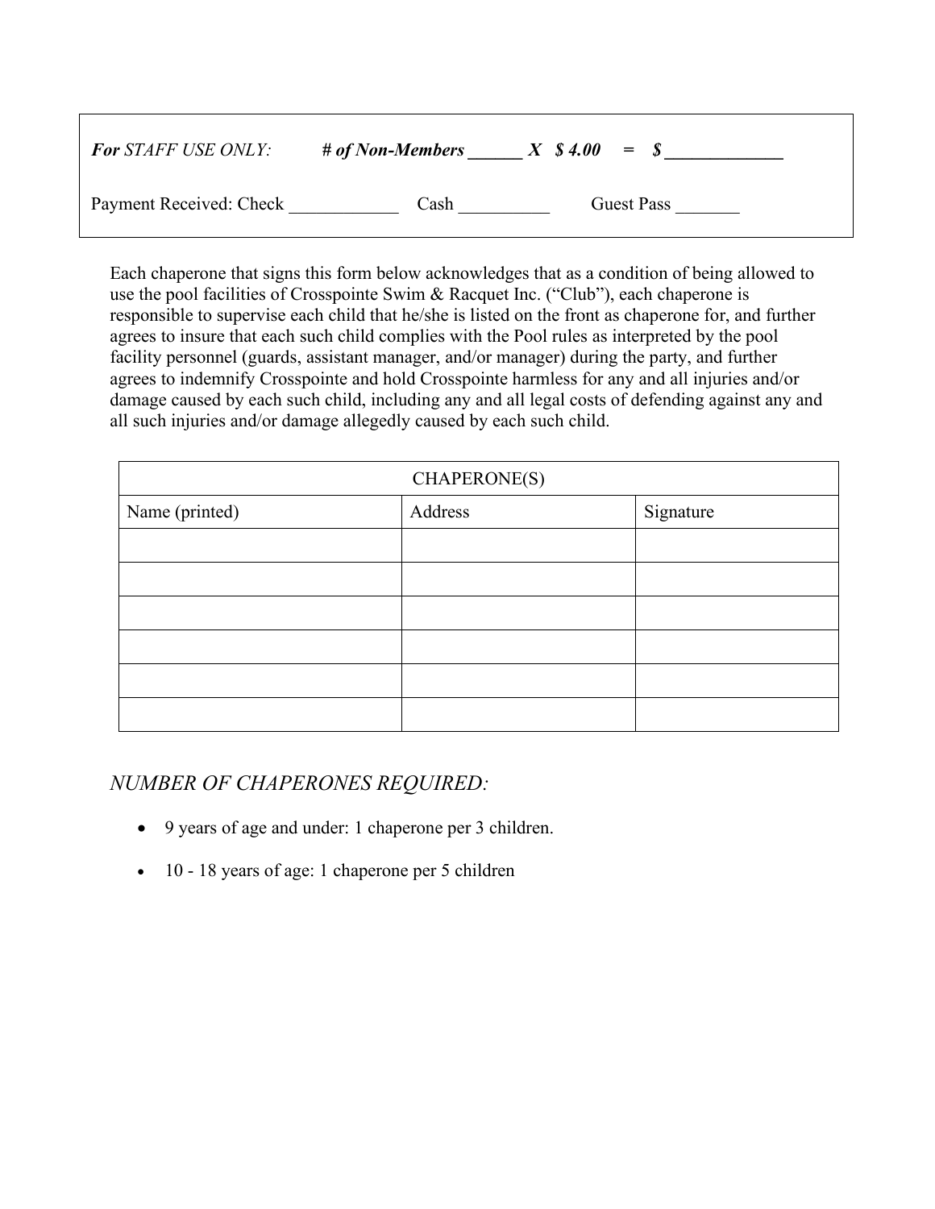***For** STAFF USE ONLY:* ***# of Non-Members ______ X $ 4.00 = $ _____________***

Payment Received: Check ____________ Cash __________ Guest Pass _______

Each chaperone that signs this form below acknowledges that as a condition of being allowed to use the pool facilities of Crosspointe Swim & Racquet Inc. ("Club"), each chaperone is responsible to supervise each child that he/she is listed on the front as chaperone for, and further agrees to insure that each such child complies with the Pool rules as interpreted by the pool facility personnel (guards, assistant manager, and/or manager) during the party, and further agrees to indemnify Crosspointe and hold Crosspointe harmless for any and all injuries and/or damage caused by each such child, including any and all legal costs of defending against any and all such injuries and/or damage allegedly caused by each such child.

| CHAPERONE(S) | | |
|---|---|---|
| Name (printed) | Address | Signature |
| | | |
| | | |
| | | |
| | | |
| | | |
| | | |

*NUMBER OF CHAPERONES REQUIRED:*

- 9 years of age and under: 1 chaperone per 3 children.
- 10 - 18 years of age: 1 chaperone per 5 children